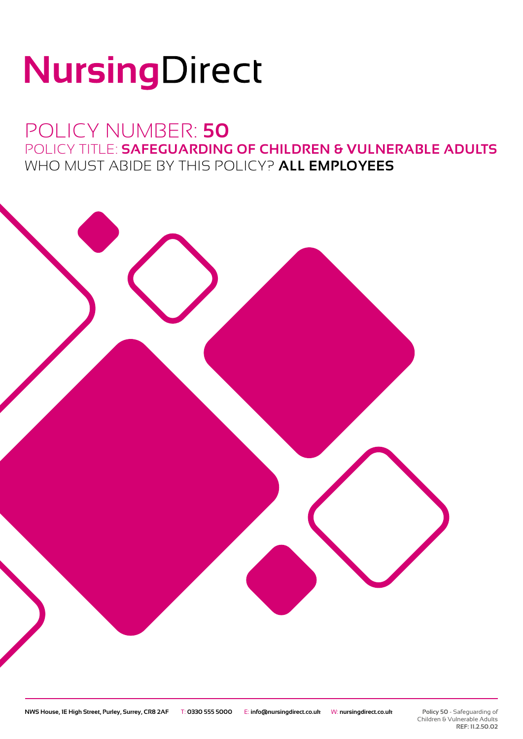# NursingDirect

## POLICY NUMBER: **50**

POLICY TITLE: **SAFEGUARDING OF CHILDREN & VULNERABLE ADULTS**

WHO MUST ABIDE BY THIS POLICY? **ALL EMPLOYEES**

**NWS House, 1E High Street, Purley, Surrey, CR8 2AF** T: **0330 555 5000** E: **info@nursingdirect.co.uk** W: **nursingdirect.co.uk**

**Policy 50** - Safeguarding of Children & Vulnerable Adults
**REF: 11.2.50.02**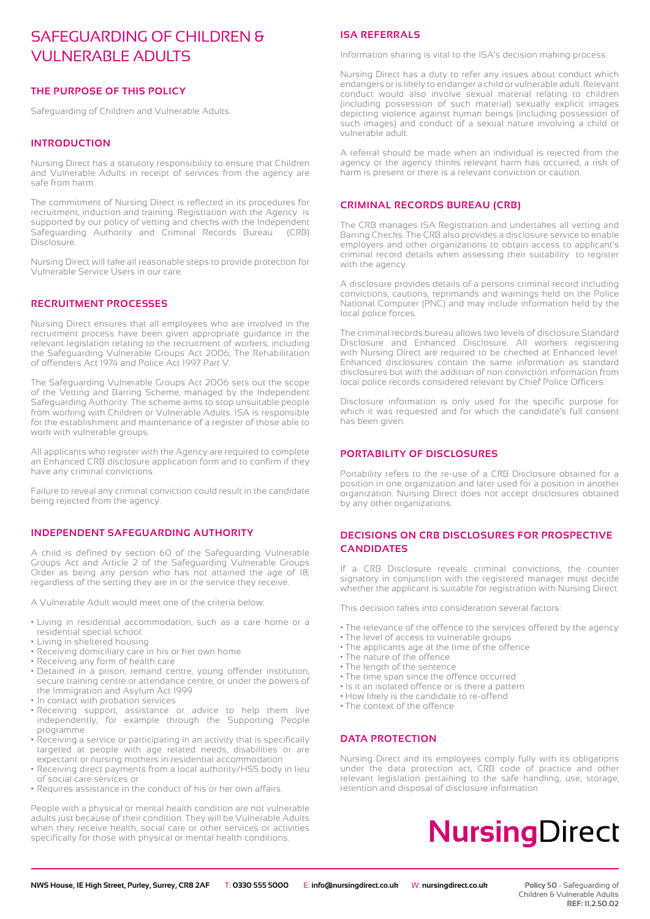# SAFEGUARDING OF CHILDREN & VULNERABLE ADULTS

## THE PURPOSE OF THIS POLICY

Safeguarding of Children and Vulnerable Adults.

## INTRODUCTION

Nursing Direct has a statutory responsibility to ensure that Children and Vulnerable Adults in receipt of services from the agency are safe from harm.

The commitment of Nursing Direct is reflected in its procedures for recruitment, induction and training. Registration with the Agency is supported by our policy of vetting and checks with the Independent Safeguarding Authority and Criminal Records Bureau (CRB) Disclosure.

Nursing Direct will take all reasonable steps to provide protection for Vulnerable Service Users in our care.

## RECRUITMENT PROCESSES

Nursing Direct ensures that all employees who are involved in the recruitment process have been given appropriate guidance in the relevant legislation relating to the recruitment of workers, including the Safeguarding Vulnerable Groups Act 2006, The Rehabilitation of offenders Act 1974 and Police Act 1997 Part V.

The Safeguarding Vulnerable Groups Act 2006 sets out the scope of the Vetting and Barring Scheme, managed by the Independent Safeguarding Authority. The scheme aims to stop unsuitable people from working with Children or Vulnerable Adults. ISA is responsible for the establishment and maintenance of a register of those able to work with vulnerable groups.

All applicants who register with the Agency are required to complete an Enhanced CRB disclosure application form and to confirm if they have any criminal convictions.

Failure to reveal any criminal conviction could result in the candidate being rejected from the agency.

## INDEPENDENT SAFEGUARDING AUTHORITY

A child is defined by section 60 of the Safeguarding Vulnerable Groups Act and Article 2 of the Safeguarding Vulnerable Groups Order as being any person who has not attained the age of 18, regardless of the setting they are in or the service they receive.

A Vulnerable Adult would meet one of the criteria below:

- Living in residential accommodation, such as a care home or a residential special school.
- Living in sheltered housing
- Receiving domiciliary care in his or her own home
- Receiving any form of health care
- Detained in a prison, remand centre, young offender institution, secure training centre or attendance centre, or under the powers of the Immigration and Asylum Act 1999
- In contact with probation services
- Receiving support, assistance or advice to help them live independently, for example through the Supporting People programme
- Receiving a service or participating in an activity that is specifically targeted at people with age related needs, disabilities or are expectant or nursing mothers in residential accommodation
- Receiving direct payments from a local authority/HSS body in lieu of social care services or
- Requires assistance in the conduct of his or her own affairs.

People with a physical or mental health condition are not vulnerable adults just because of their condition. They will be Vulnerable Adults when they receive health, social care or other services or activities specifically for those with physical or mental health conditions.

## ISA REFERRALS

Information sharing is vital to the ISA's decision making process.

Nursing Direct has a duty to refer any issues about conduct which endangers or is likely to endanger a child or vulnerable adult. Relevant conduct would also involve sexual material relating to children (including possession of such material) sexually explicit images depicting violence against human beings (including possession of such images) and conduct of a sexual nature involving a child or vulnerable adult.

A referral should be made when an individual is rejected from the agency or the agency thinks relevant harm has occurred, a risk of harm is present or there is a relevant conviction or caution.

## CRIMINAL RECORDS BUREAU (CRB)

The CRB manages ISA Registration and undertakes all vetting and Barring Checks. The CRB also provides a disclosure service to enable employers and other organizations to obtain access to applicant's criminal record details when assessing their suitability to register with the agency.

A disclosure provides details of a persons criminal record including convictions, cautions, reprimands and warnings held on the Police National Computer (PNC) and may include information held by the local police forces.

The criminal records bureau allows two levels of disclosure Standard Disclosure and Enhanced Disclosure. All workers registering with Nursing Direct are required to be checked at Enhanced level. Enhanced disclosures contain the same information as standard disclosures but with the addition of non conviction information from local police records considered relevant by Chief Police Officers.

Disclosure information is only used for the specific purpose for which it was requested and for which the candidate's full consent has been given.

## PORTABILITY OF DISCLOSURES

Portability refers to the re-use of a CRB Disclosure obtained for a position in one organization and later used for a position in another organization. Nursing Direct does not accept disclosures obtained by any other organizations.

## DECISIONS ON CRB DISCLOSURES FOR PROSPECTIVE CANDIDATES

If a CRB Disclosure reveals criminal convictions, the counter signatory in conjunction with the registered manager must decide whether the applicant is suitable for registration with Nursing Direct.

This decision takes into consideration several factors:

- The relevance of the offence to the services offered by the agency
- The level of access to vulnerable groups
- The applicants age at the time of the offence
- The nature of the offence
- The length of the sentence
- The time span since the offence occurred
- Is it an isolated offence or is there a pattern
- How likely is the candidate to re-offend
- The context of the offence

## DATA PROTECTION

Nursing Direct and its employees comply fully with its obligations under the data protection act, CRB code of practice and other relevant legislation pertaining to the safe handling, use, storage, retention and disposal of disclosure information

**Nursing**Direct

**NWS House, 1E High Street, Purley, Surrey, CR8 2AF** T: **0330 555 5000** E: **info@nursingdirect.co.uk** W: **nursingdirect.co.uk**

**Policy 50** - Safeguarding of Children & Vulnerable Adults
**REF: 11.2.50.02**